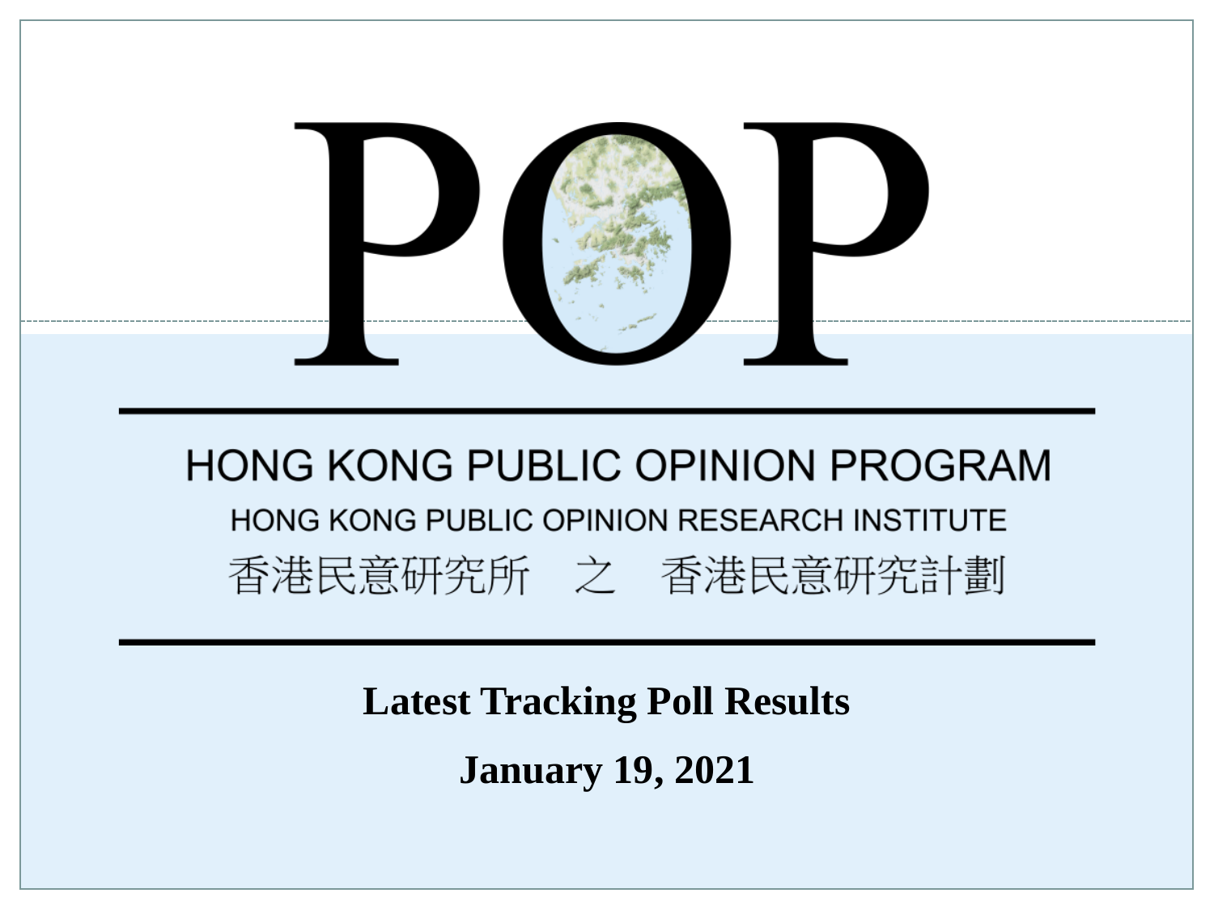# POP

## HONG KONG PUBLIC OPINION PROGRAM

### HONG KONG PUBLIC OPINION RESEARCH INSTITUTE

香港民意研究所　之　香港民意研究計劃

**Latest Tracking Poll Results**

**January 19, 2021**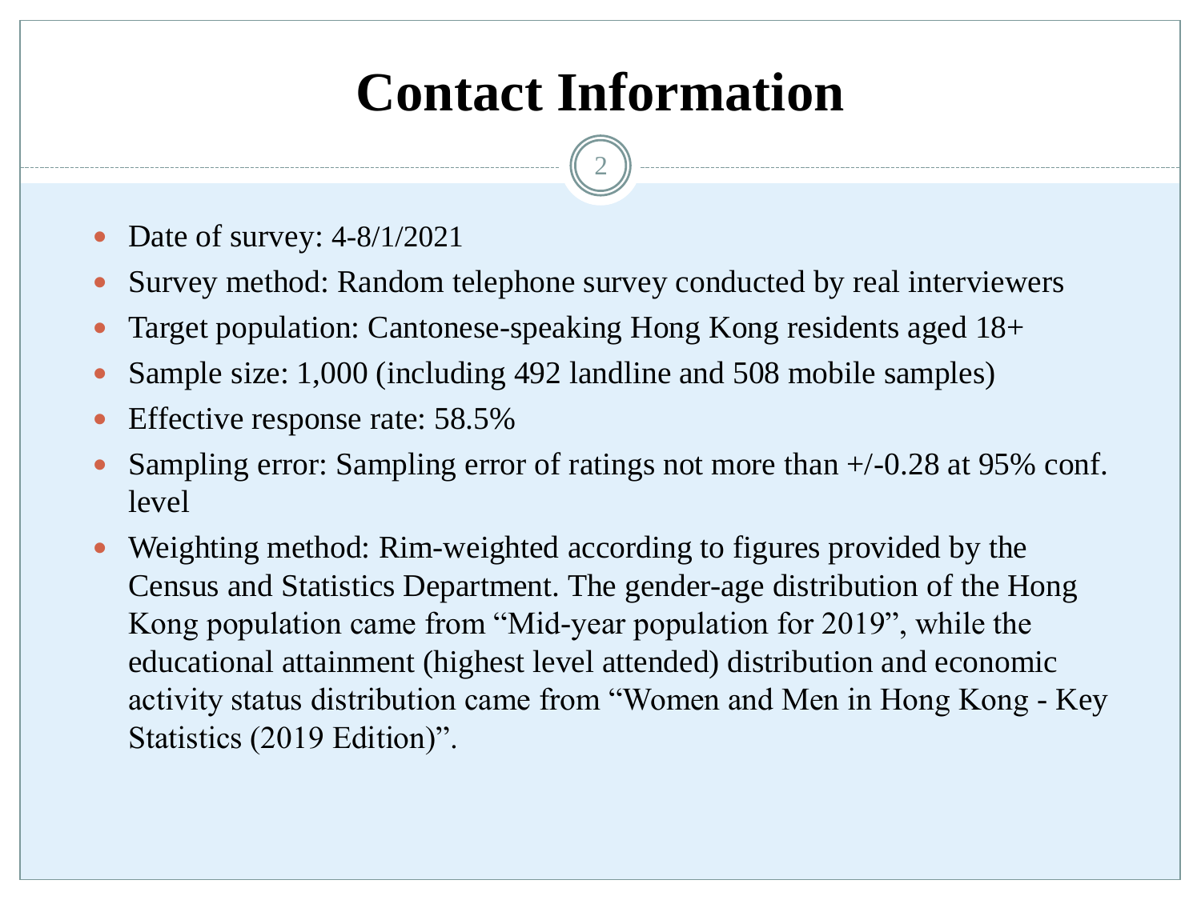# Contact Information

- Date of survey: 4-8/1/2021
- Survey method: Random telephone survey conducted by real interviewers
- Target population: Cantonese-speaking Hong Kong residents aged 18+
- Sample size: 1,000 (including 492 landline and 508 mobile samples)
- Effective response rate: 58.5%
- Sampling error: Sampling error of ratings not more than +/-0.28 at 95% conf. level
- Weighting method: Rim-weighted according to figures provided by the Census and Statistics Department. The gender-age distribution of the Hong Kong population came from "Mid-year population for 2019", while the educational attainment (highest level attended) distribution and economic activity status distribution came from "Women and Men in Hong Kong - Key Statistics (2019 Edition)".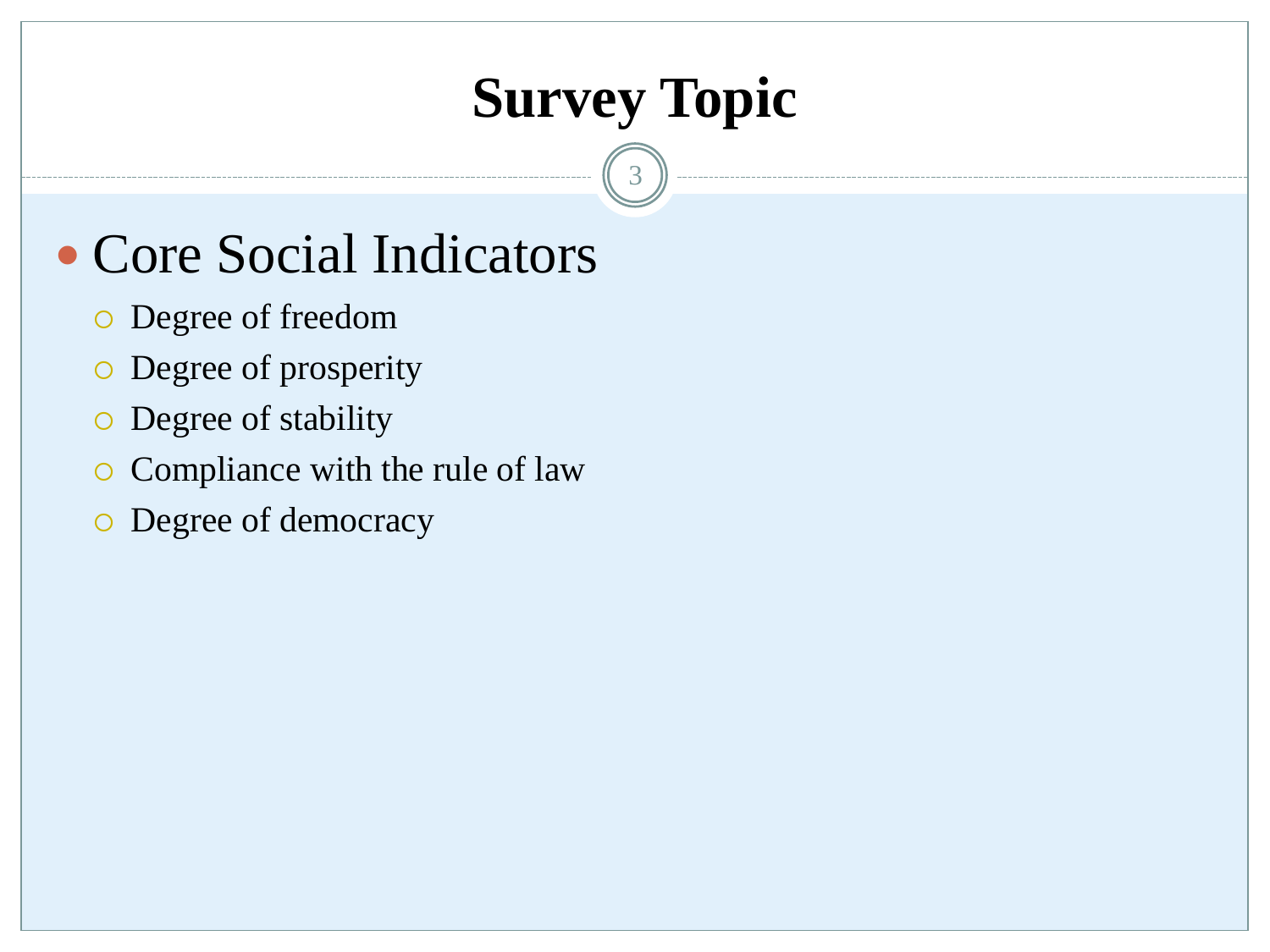# Survey Topic

- Core Social Indicators
  - Degree of freedom
  - Degree of prosperity
  - Degree of stability
  - Compliance with the rule of law
  - Degree of democracy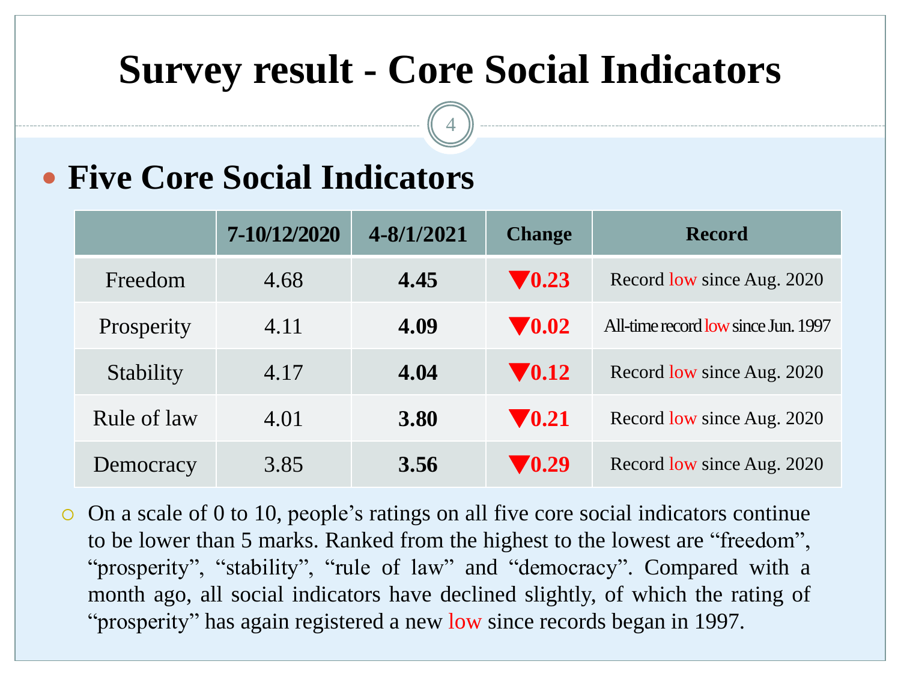# Survey result - Core Social Indicators

## Five Core Social Indicators

| | 7-10/12/2020 | 4-8/1/2021 | Change | Record |
|---|---|---|---|---|
| Freedom | 4.68 | **4.45** | ▼0.23 | Record low since Aug. 2020 |
| Prosperity | 4.11 | **4.09** | ▼0.02 | All-time record low since Jun. 1997 |
| Stability | 4.17 | **4.04** | ▼0.12 | Record low since Aug. 2020 |
| Rule of law | 4.01 | **3.80** | ▼0.21 | Record low since Aug. 2020 |
| Democracy | 3.85 | **3.56** | ▼0.29 | Record low since Aug. 2020 |

- On a scale of 0 to 10, people's ratings on all five core social indicators continue to be lower than 5 marks. Ranked from the highest to the lowest are "freedom", "prosperity", "stability", "rule of law" and "democracy". Compared with a month ago, all social indicators have declined slightly, of which the rating of "prosperity" has again registered a new low since records began in 1997.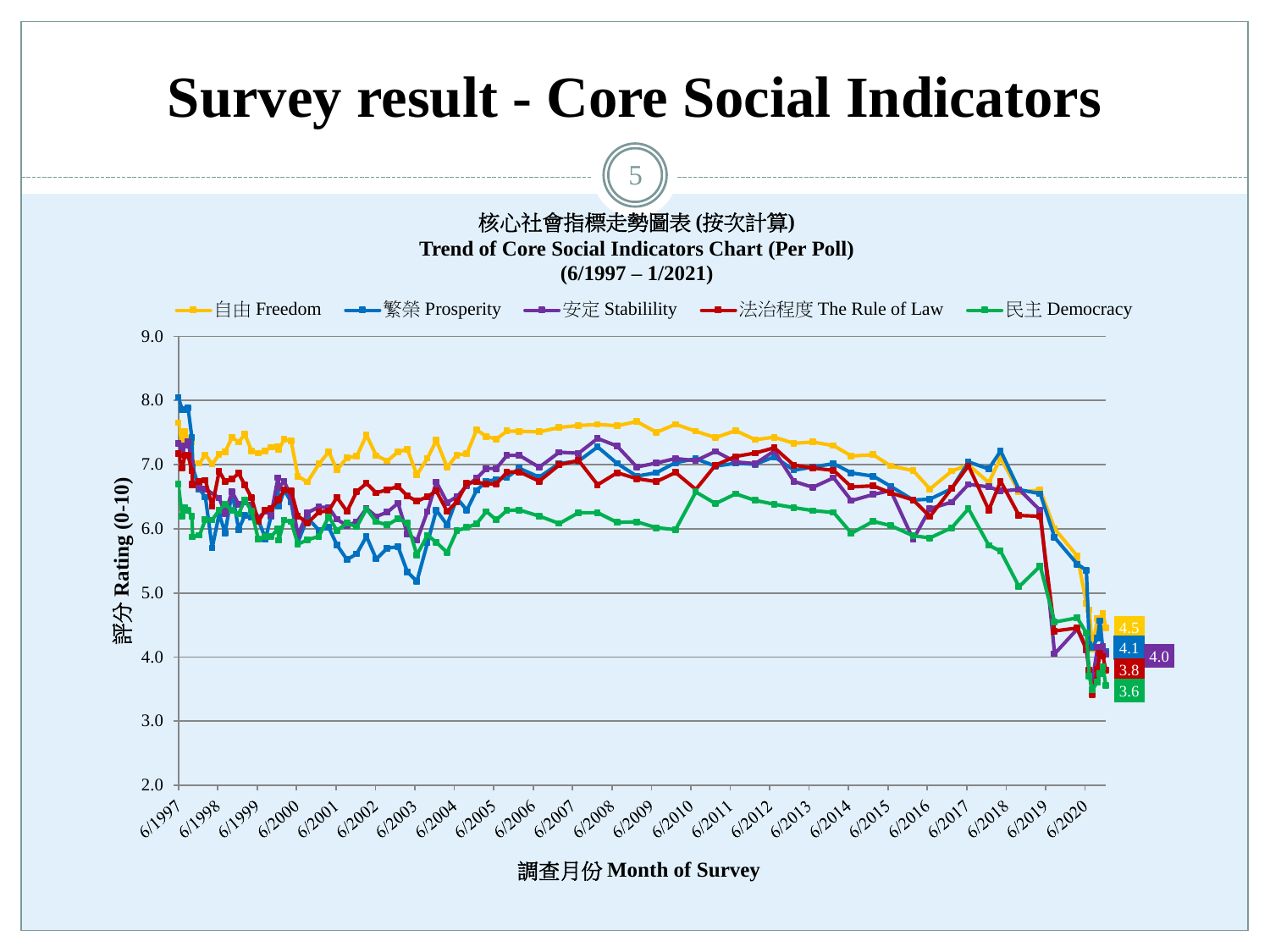# Survey result - Core Social Indicators

核心社會指標走勢圖表 (按次計算)
**Trend of Core Social Indicators Chart (Per Poll)**
**(6/1997 – 1/2021)**

自由 Freedom | 繁榮 Prosperity | 安定 Stabilility | 法治程度 The Rule of Law | 民主 Democracy

評分 Rating (0-10)

調查月份 Month of Survey

Latest ratings: 4.5, 4.1, 4.0, 3.8, 3.6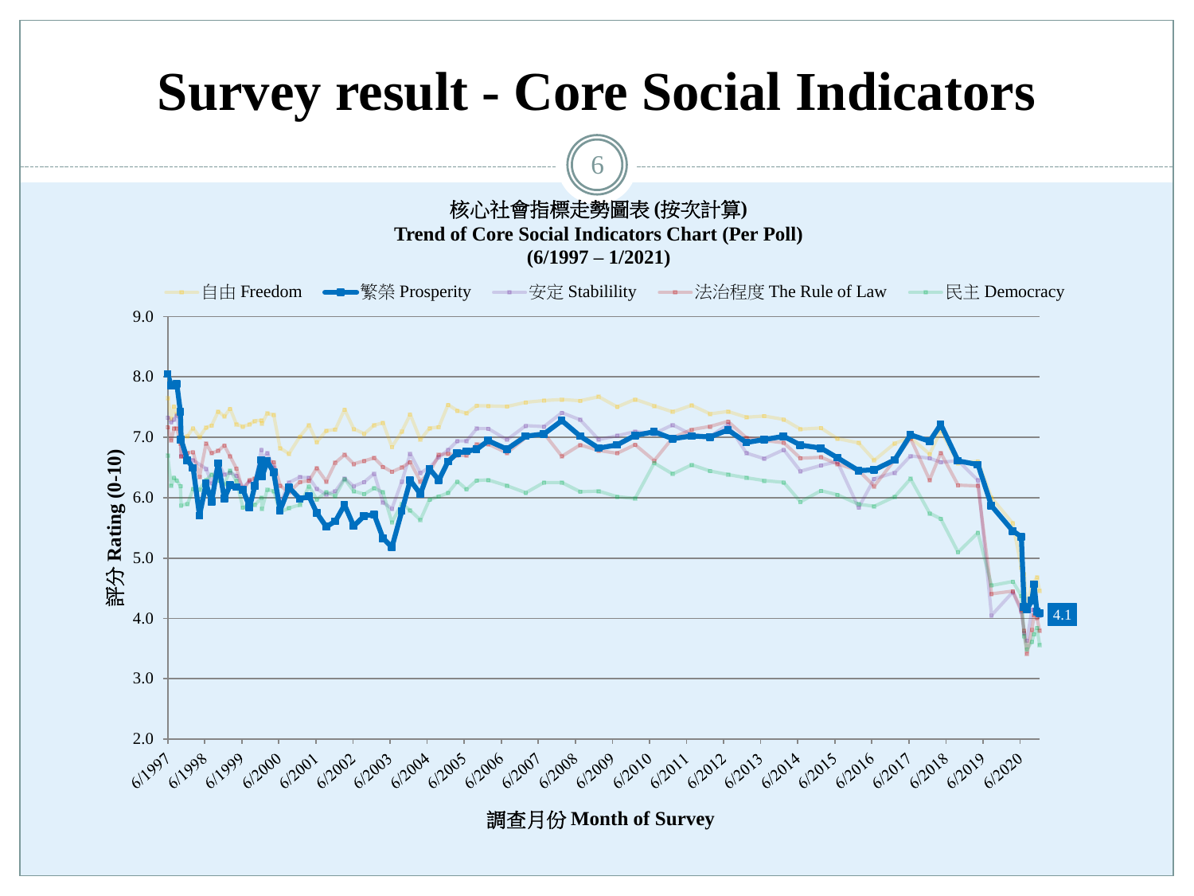# Survey result - Core Social Indicators

核心社會指標走勢圖表 (按次計算)
**Trend of Core Social Indicators Chart (Per Poll)**
**(6/1997 – 1/2021)**

自由 Freedom | 繁榮 Prosperity | 安定 Stabilility | 法治程度 The Rule of Law | 民主 Democracy

評分 Rating (0-10)

9.0
8.0
7.0
6.0
5.0
4.0
3.0
2.0

4.1

6/1997 6/1998 6/1999 6/2000 6/2001 6/2002 6/2003 6/2004 6/2005 6/2006 6/2007 6/2008 6/2009 6/2010 6/2011 6/2012 6/2013 6/2014 6/2015 6/2016 6/2017 6/2018 6/2019 6/2020

調查月份 Month of Survey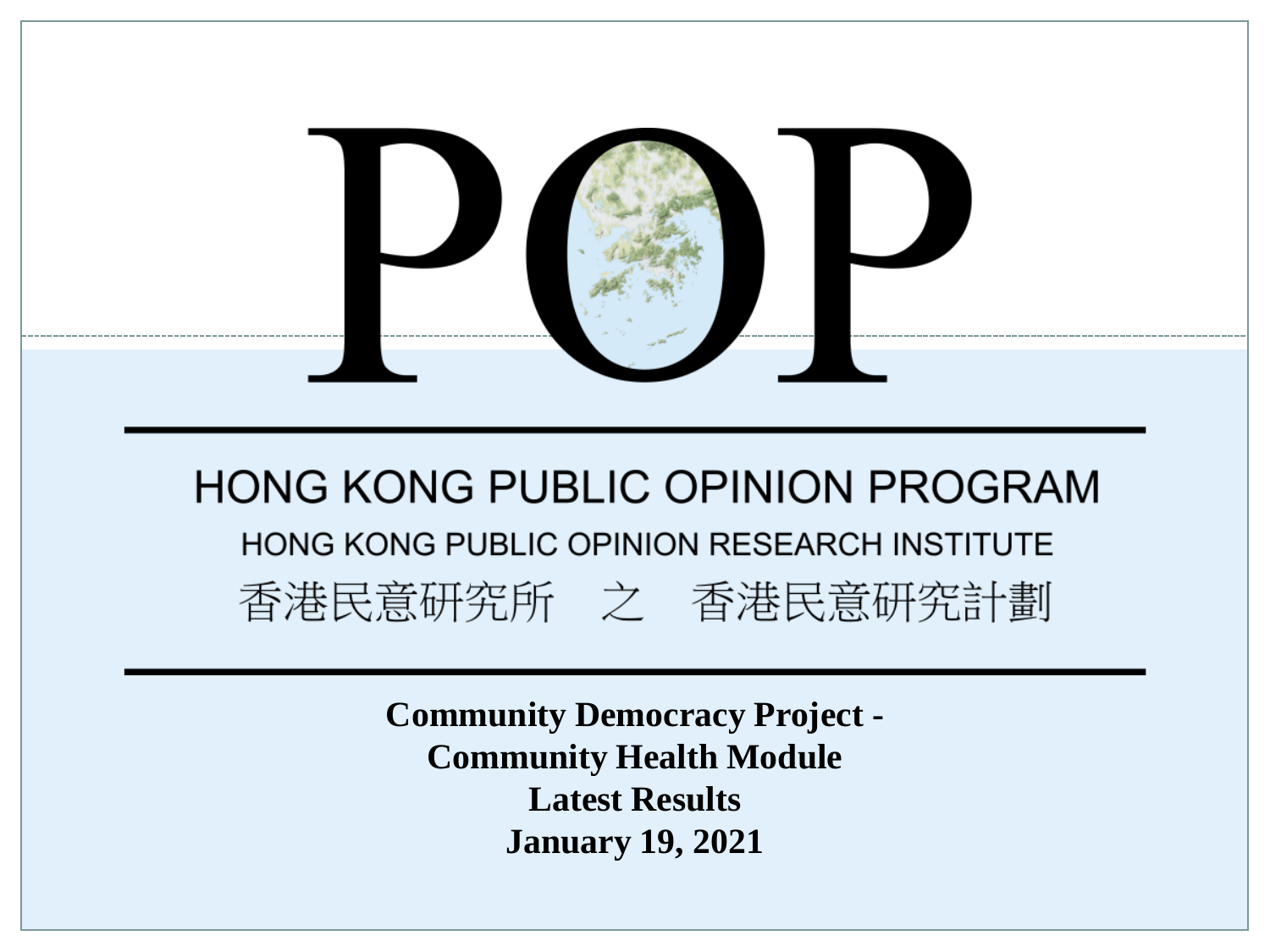# POP

## HONG KONG PUBLIC OPINION PROGRAM

HONG KONG PUBLIC OPINION RESEARCH INSTITUTE

香港民意研究所　之　香港民意研究計劃

**Community Democracy Project -**
**Community Health Module**
**Latest Results**
**January 19, 2021**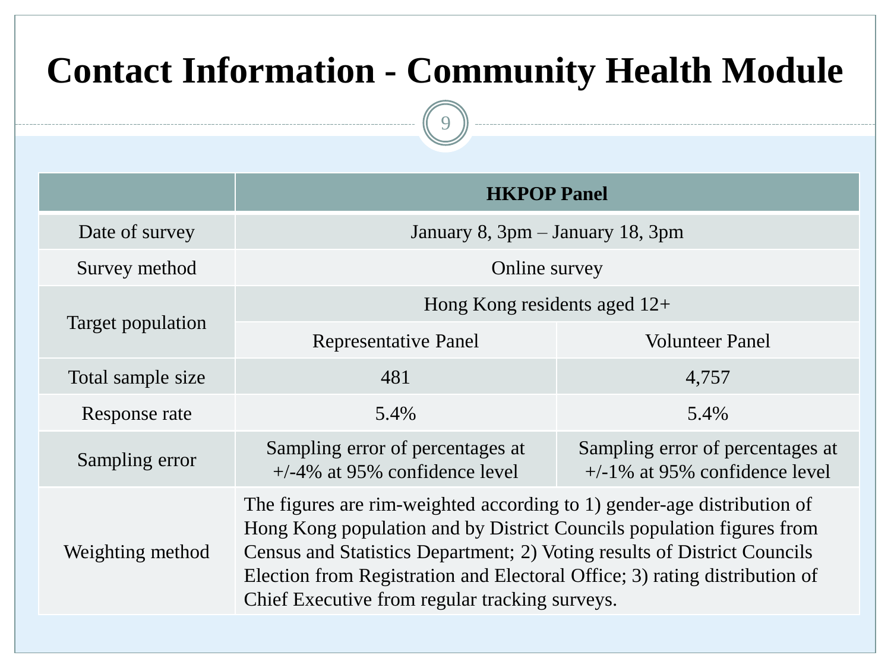# Contact Information - Community Health Module

| | HKPOP Panel | |
|---|---|---|
| Date of survey | January 8, 3pm – January 18, 3pm | |
| Survey method | Online survey | |
| Target population | Hong Kong residents aged 12+ | |
| | Representative Panel | Volunteer Panel |
| Total sample size | 481 | 4,757 |
| Response rate | 5.4% | 5.4% |
| Sampling error | Sampling error of percentages at +/-4% at 95% confidence level | Sampling error of percentages at +/-1% at 95% confidence level |
| Weighting method | The figures are rim-weighted according to 1) gender-age distribution of Hong Kong population and by District Councils population figures from Census and Statistics Department; 2) Voting results of District Councils Election from Registration and Electoral Office; 3) rating distribution of Chief Executive from regular tracking surveys. | |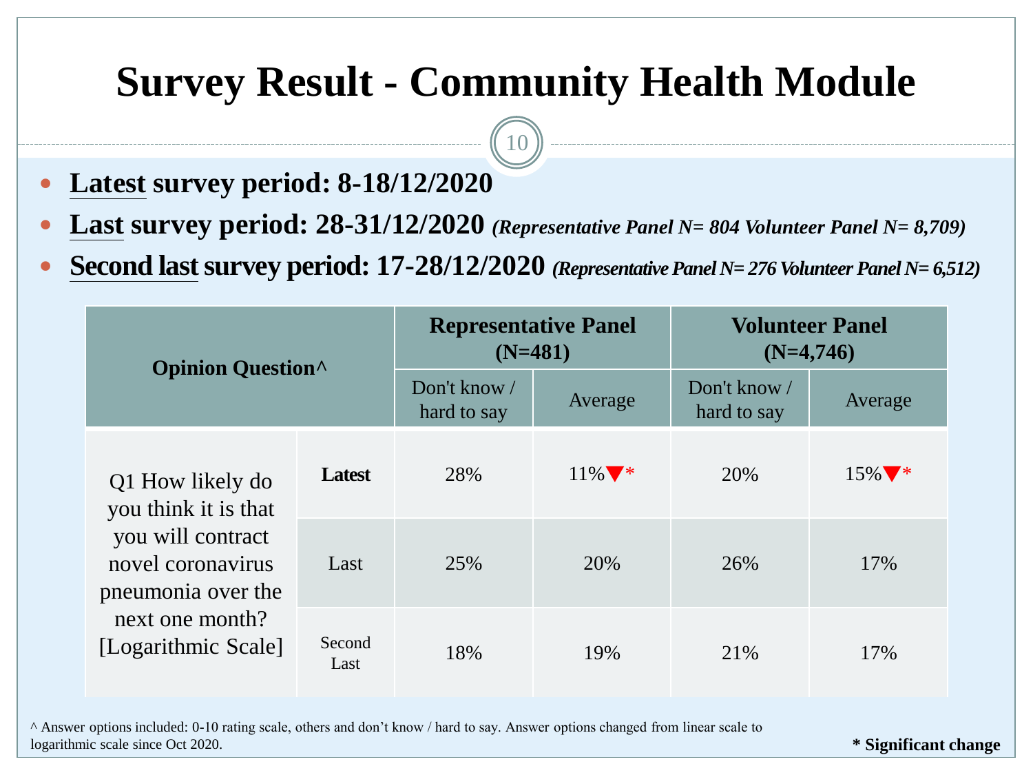# Survey Result - Community Health Module

- **Latest survey period: 8-18/12/2020**
- **Last survey period: 28-31/12/2020** ***(Representative Panel N= 804 Volunteer Panel N= 8,709)***
- **Second last survey period: 17-28/12/2020** ***(Representative Panel N= 276 Volunteer Panel N= 6,512)***

| **Opinion Question^** | | **Representative Panel (N=481)** | | **Volunteer Panel (N=4,746)** | |
|---|---|---|---|---|---|
| | | Don't know / hard to say | Average | Don't know / hard to say | Average |
| Q1 How likely do you think it is that you will contract novel coronavirus pneumonia over the next one month? [Logarithmic Scale] | **Latest** | 28% | 11%▼* | 20% | 15%▼* |
| | Last | 25% | 20% | 26% | 17% |
| | Second Last | 18% | 19% | 21% | 17% |

^ Answer options included: 0-10 rating scale, others and don't know / hard to say. Answer options changed from linear scale to logarithmic scale since Oct 2020.

**\* Significant change**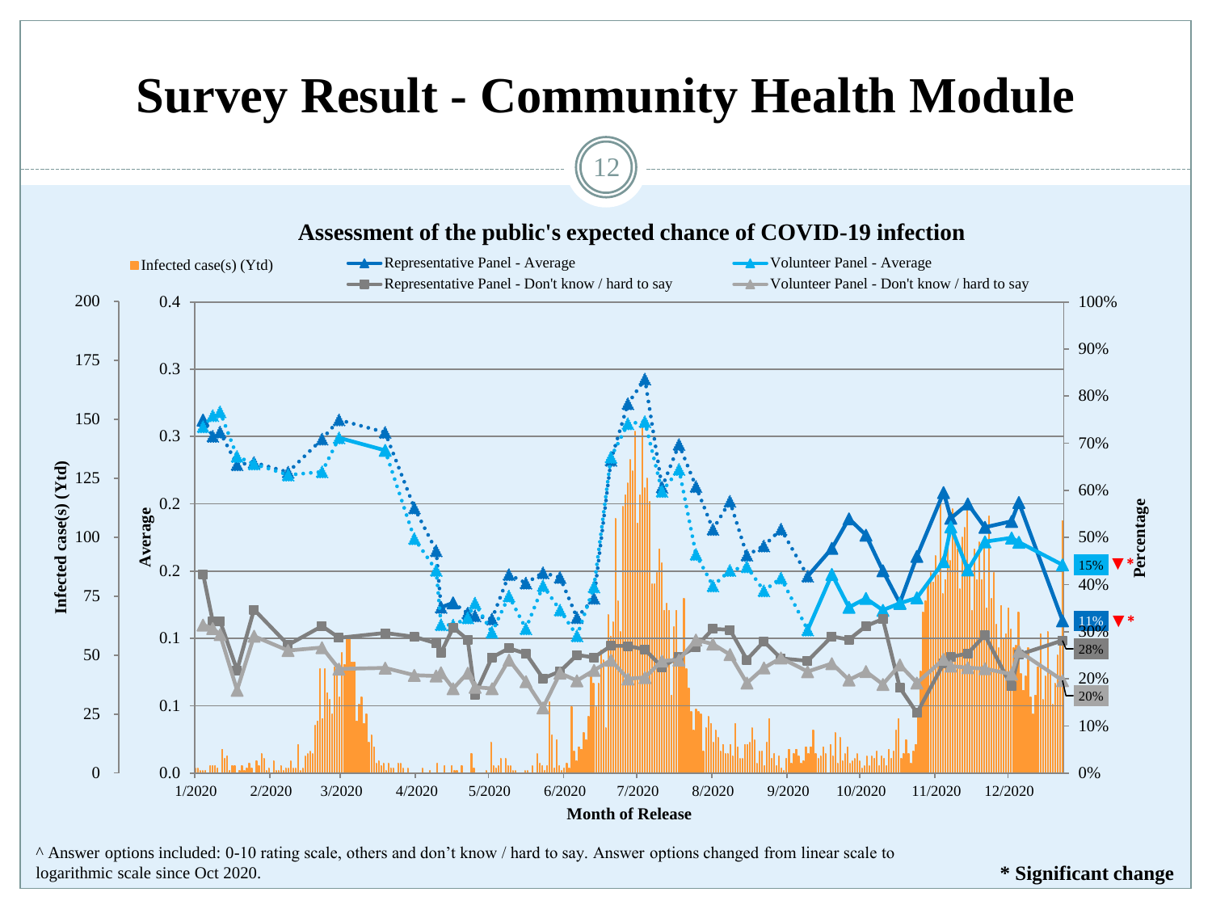# Survey Result - Community Health Module

## Assessment of the public's expected chance of COVID-19 infection

Infected case(s) (Ytd)

Representative Panel - Average

Volunteer Panel - Average

Representative Panel - Don't know / hard to say

Volunteer Panel - Don't know / hard to say

Infected case(s) (Ytd)

Average

Percentage

Month of Release

15% ▼*

11% ▼*

28%

20%

^ Answer options included: 0-10 rating scale, others and don't know / hard to say. Answer options changed from linear scale to logarithmic scale since Oct 2020.

**\* Significant change**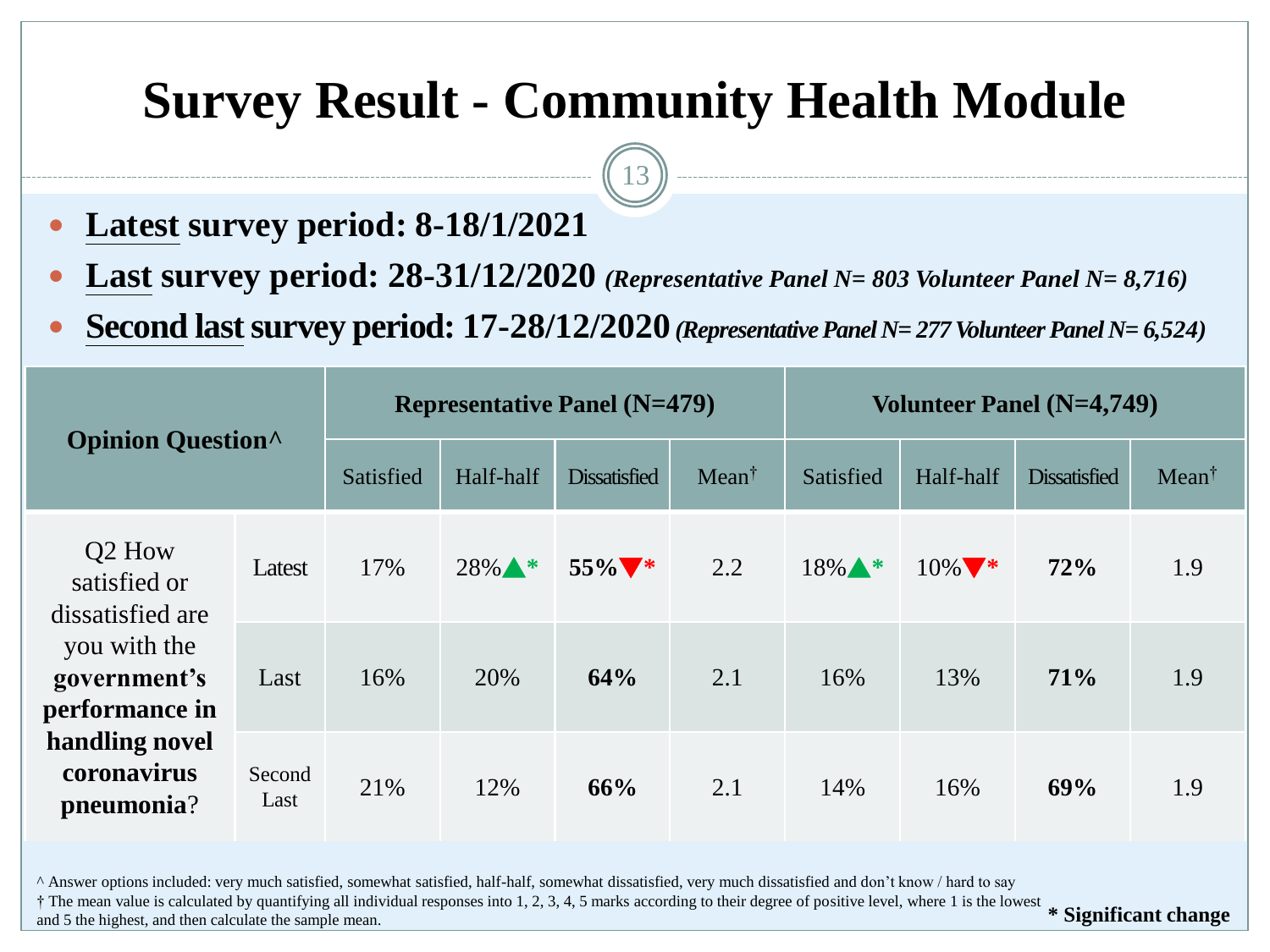# Survey Result - Community Health Module

- **Latest survey period: 8-18/1/2021**
- **Last survey period: 28-31/12/2020** ***(Representative Panel N= 803 Volunteer Panel N= 8,716)***
- **Second last survey period: 17-28/12/2020** ***(Representative Panel N= 277 Volunteer Panel N= 6,524)***

| Opinion Question^ | | Representative Panel (N=479) | | | | Volunteer Panel (N=4,749) | | | |
|---|---|---|---|---|---|---|---|---|---|
| | | Satisfied | Half-half | Dissatisfied | Mean† | Satisfied | Half-half | Dissatisfied | Mean† |
| Q2 How satisfied or dissatisfied are you with the **government's performance in handling novel coronavirus pneumonia**? | Latest | 17% | 28%▲* | **55%**▼* | 2.2 | 18%▲* | 10%▼* | **72%** | 1.9 |
| | Last | 16% | 20% | **64%** | 2.1 | 16% | 13% | **71%** | 1.9 |
| | Second Last | 21% | 12% | **66%** | 2.1 | 14% | 16% | **69%** | 1.9 |

^ Answer options included: very much satisfied, somewhat satisfied, half-half, somewhat dissatisfied, very much dissatisfied and don't know / hard to say

† The mean value is calculated by quantifying all individual responses into 1, 2, 3, 4, 5 marks according to their degree of positive level, where 1 is the lowest and 5 the highest, and then calculate the sample mean.

**\* Significant change**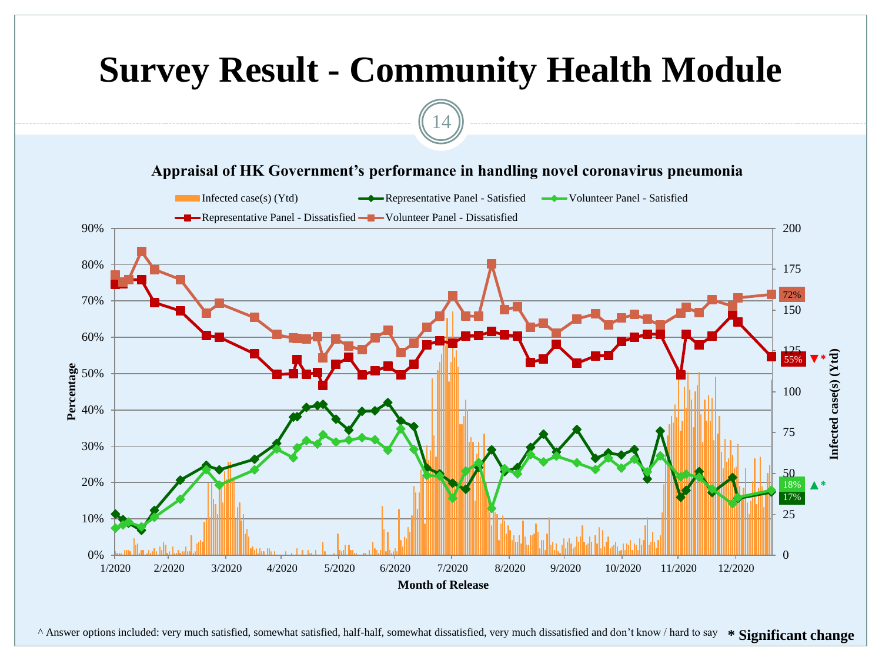# Survey Result - Community Health Module

**Appraisal of HK Government's performance in handling novel coronavirus pneumonia**

Legend: Infected case(s) (Ytd); Representative Panel - Satisfied; Volunteer Panel - Satisfied; Representative Panel - Dissatisfied; Volunteer Panel - Dissatisfied

Y-axis (left): Percentage (0%–90%)
Y-axis (right): Infected case(s) (Ytd) (0–200)
X-axis: Month of Release (1/2020 – 12/2020)

Latest values: Volunteer Panel - Dissatisfied 72%; Representative Panel - Dissatisfied 55% ▼*; Volunteer Panel - Satisfied 18% ▲*; Representative Panel - Satisfied 17%

^ Answer options included: very much satisfied, somewhat satisfied, half-half, somewhat dissatisfied, very much dissatisfied and don't know / hard to say

**\* Significant change**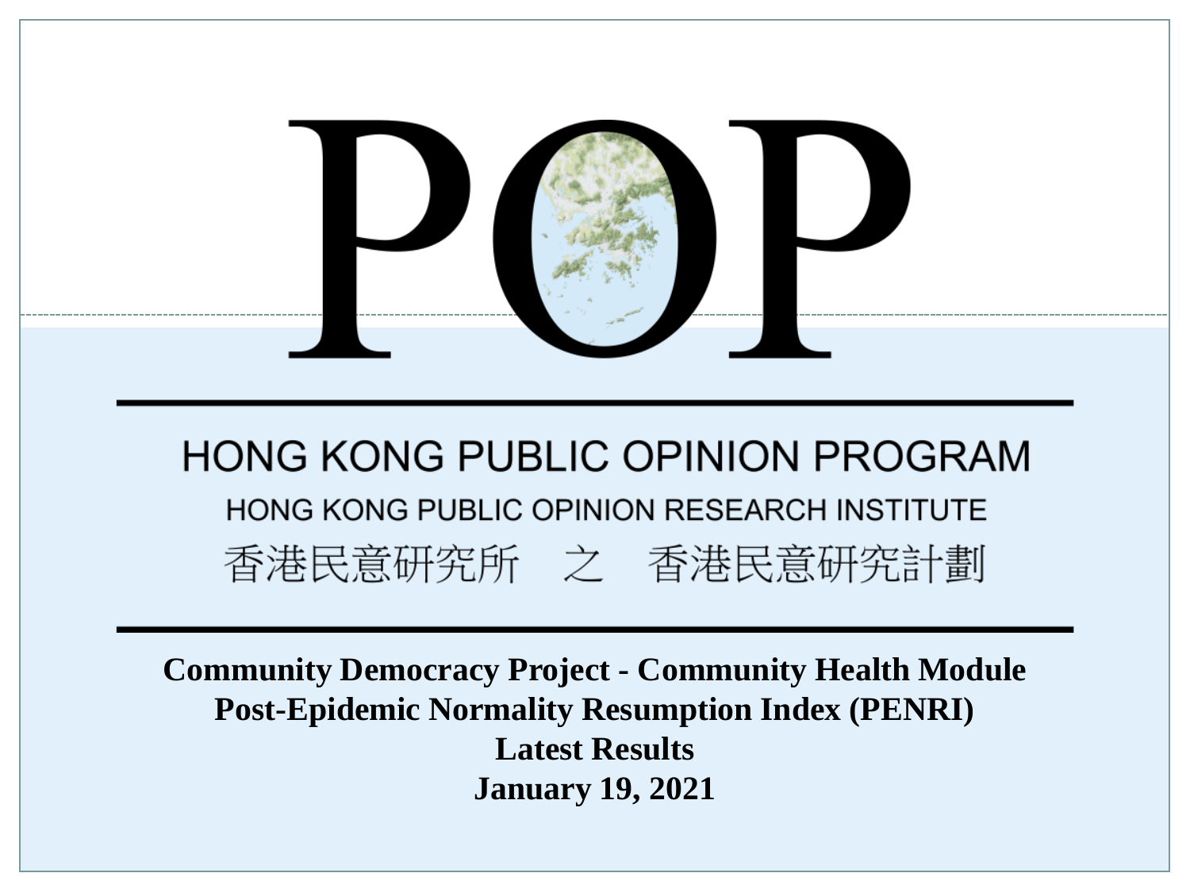# POP

## HONG KONG PUBLIC OPINION PROGRAM

HONG KONG PUBLIC OPINION RESEARCH INSTITUTE

香港民意研究所　之　香港民意研究計劃

**Community Democracy Project - Community Health Module**
**Post-Epidemic Normality Resumption Index (PENRI)**
**Latest Results**
**January 19, 2021**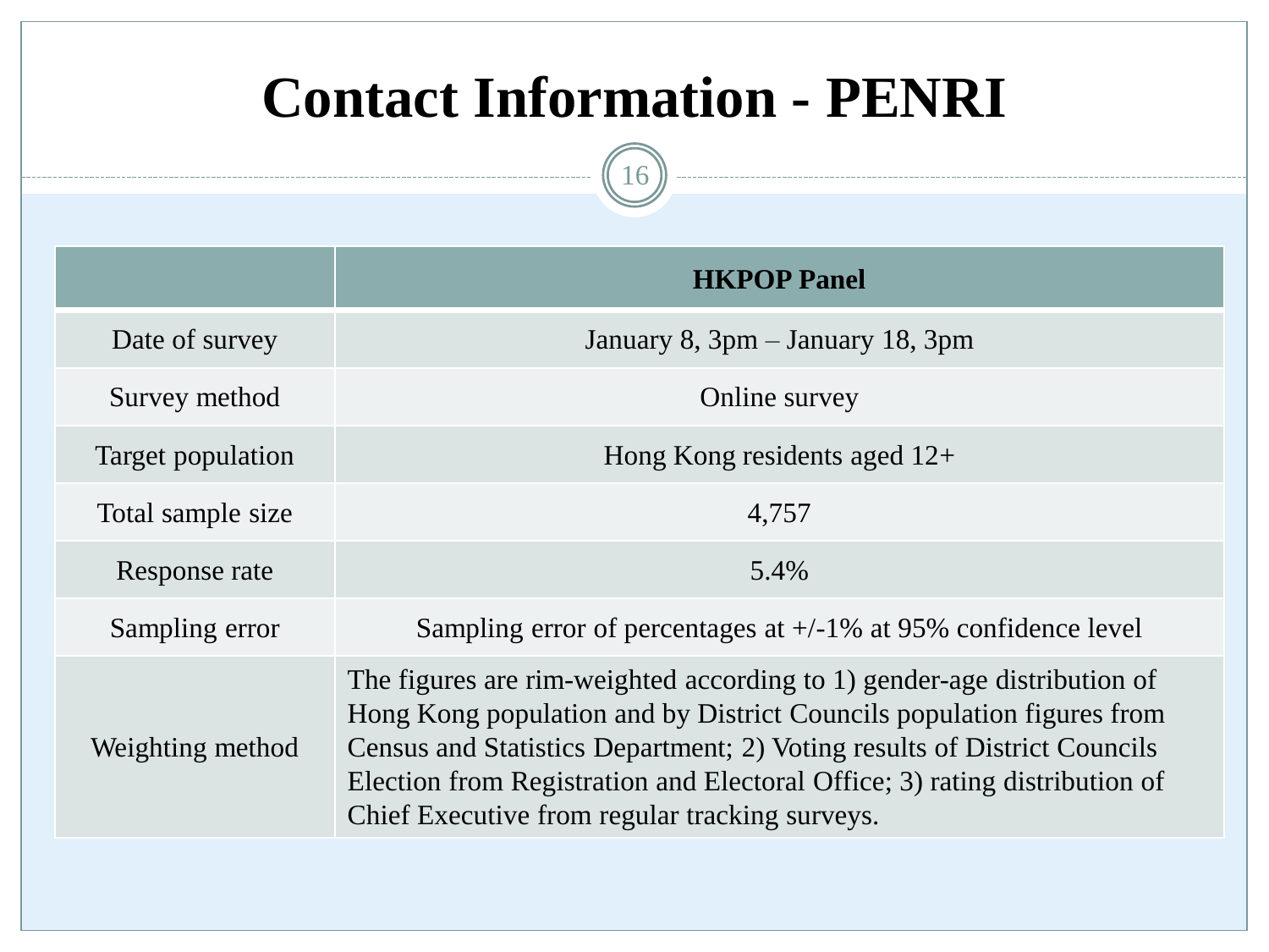# Contact Information - PENRI

| | **HKPOP Panel** |
|---|---|
| Date of survey | January 8, 3pm – January 18, 3pm |
| Survey method | Online survey |
| Target population | Hong Kong residents aged 12+ |
| Total sample size | 4,757 |
| Response rate | 5.4% |
| Sampling error | Sampling error of percentages at +/-1% at 95% confidence level |
| Weighting method | The figures are rim-weighted according to 1) gender-age distribution of Hong Kong population and by District Councils population figures from Census and Statistics Department; 2) Voting results of District Councils Election from Registration and Electoral Office; 3) rating distribution of Chief Executive from regular tracking surveys. |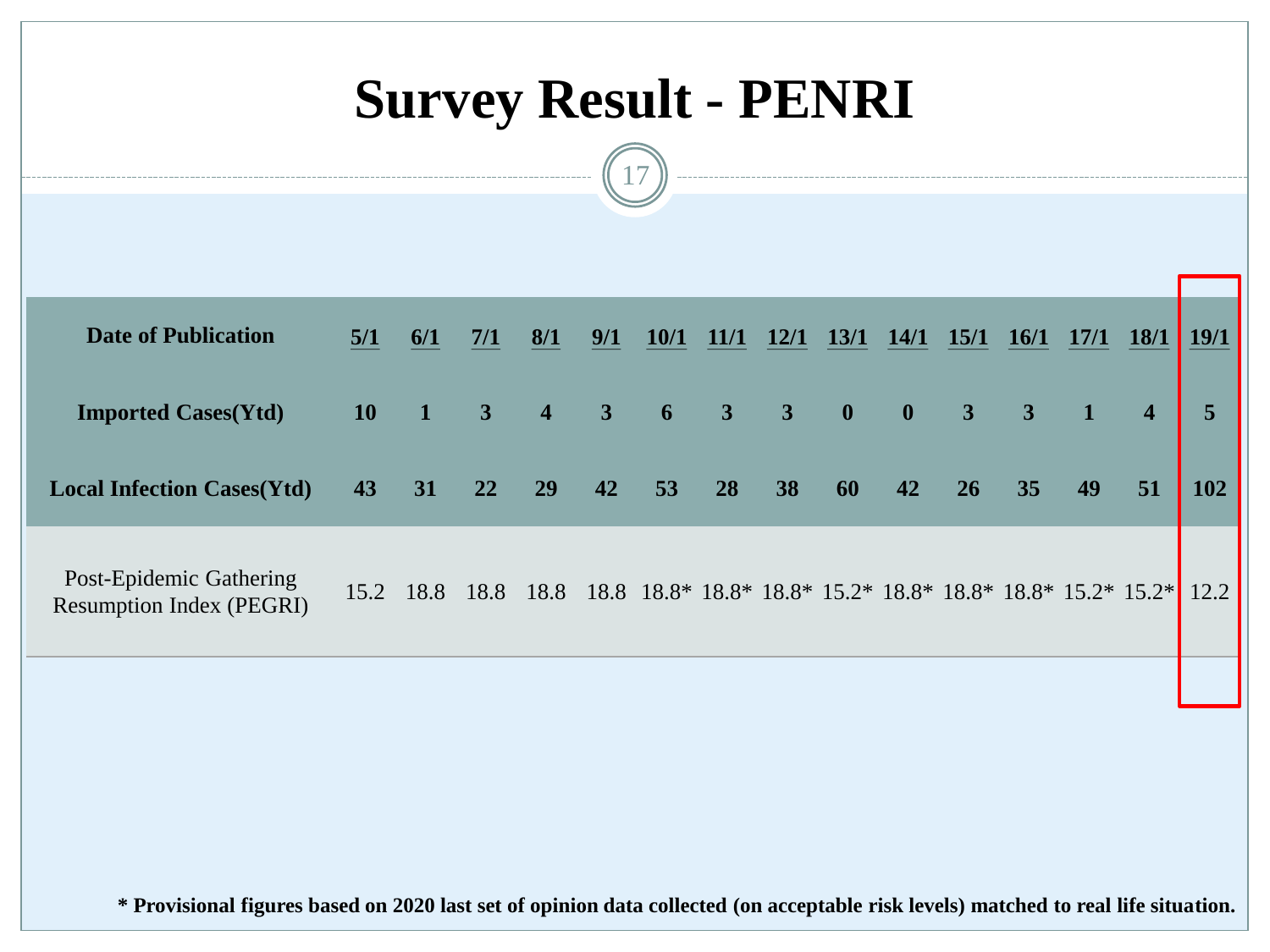# Survey Result - PENRI

| Date of Publication | 5/1 | 6/1 | 7/1 | 8/1 | 9/1 | 10/1 | 11/1 | 12/1 | 13/1 | 14/1 | 15/1 | 16/1 | 17/1 | 18/1 | 19/1 |
|---|---|---|---|---|---|---|---|---|---|---|---|---|---|---|---|
| **Imported Cases(Ytd)** | **10** | **1** | **3** | **4** | **3** | **6** | **3** | **3** | **0** | **0** | **3** | **3** | **1** | **4** | **5** |
| **Local Infection Cases(Ytd)** | **43** | **31** | **22** | **29** | **42** | **53** | **28** | **38** | **60** | **42** | **26** | **35** | **49** | **51** | **102** |
| Post-Epidemic Gathering Resumption Index (PEGRI) | 15.2 | 18.8 | 18.8 | 18.8 | 18.8 | 18.8* | 18.8* | 18.8* | 15.2* | 18.8* | 18.8* | 18.8* | 15.2* | 15.2* | 12.2 |

**\* Provisional figures based on 2020 last set of opinion data collected (on acceptable risk levels) matched to real life situation.**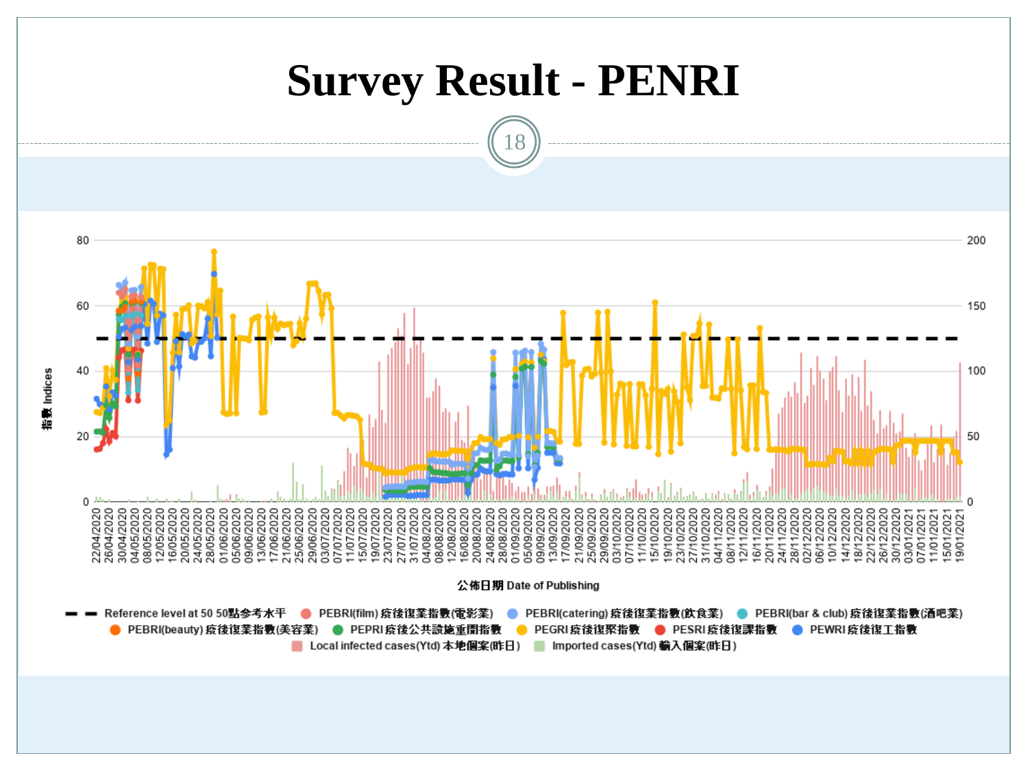# Survey Result - PENRI

80
60
40
20
0

200
150
100
50
0

指數 Indices

22/04/2020
26/04/2020
30/04/2020
04/05/2020
08/05/2020
12/05/2020
16/05/2020
20/05/2020
24/05/2020
28/05/2020
01/06/2020
05/06/2020
09/06/2020
13/06/2020
17/06/2020
21/06/2020
25/06/2020
29/06/2020
03/07/2020
07/07/2020
11/07/2020
15/07/2020
19/07/2020
23/07/2020
27/07/2020
31/07/2020
04/08/2020
08/08/2020
12/08/2020
16/08/2020
20/08/2020
24/08/2020
28/08/2020
01/09/2020
05/09/2020
09/09/2020
13/09/2020
17/09/2020
21/09/2020
25/09/2020
29/09/2020
03/10/2020
07/10/2020
11/10/2020
15/10/2020
19/10/2020
23/10/2020
27/10/2020
31/10/2020
04/11/2020
08/11/2020
12/11/2020
16/11/2020
20/11/2020
24/11/2020
28/11/2020
02/12/2020
06/12/2020
10/12/2020
14/12/2020
18/12/2020
22/12/2020
26/12/2020
30/12/2020
03/01/2021
07/01/2021
11/01/2021
15/01/2021
19/01/2021

公佈日期 Date of Publishing

Reference level at 50 50點參考水平
PEBRI(film) 疫後復業指數(電影業)
PEBRI(catering) 疫後復業指數(飲食業)
PEBRI(bar & club) 疫後復業指數(酒吧業)
PEBRI(beauty) 疫後復業指數(美容業)
PEPRI 疫後公共設施重開指數
PEGRI 疫後復聚指數
PESRI 疫後復課指數
PEWRI 疫後復工指數
Local infected cases(Ytd) 本地個案(昨日)
Imported cases(Ytd) 輸入個案(昨日)